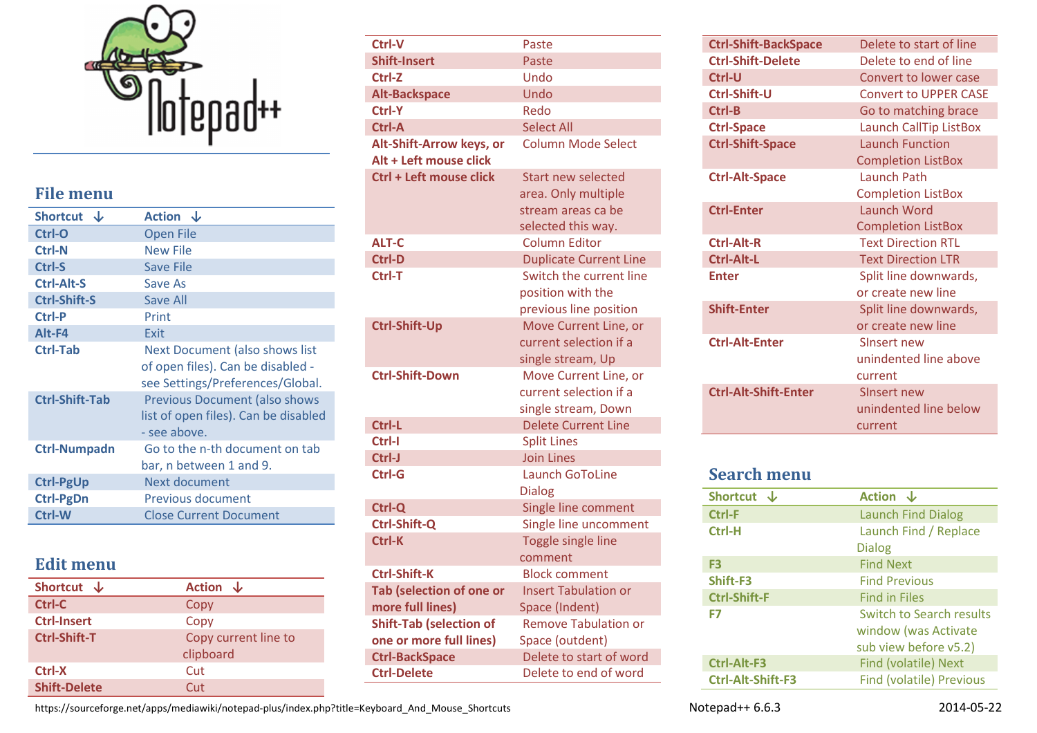## File menu

| Shortcut ↓ | Action ↓ |
|---|---|
| Ctrl-O | Open File |
| Ctrl-N | New File |
| Ctrl-S | Save File |
| Ctrl-Alt-S | Save As |
| Ctrl-Shift-S | Save All |
| Ctrl-P | Print |
| Alt-F4 | Exit |
| Ctrl-Tab | Next Document (also shows list of open files). Can be disabled - see Settings/Preferences/Global. |
| Ctrl-Shift-Tab | Previous Document (also shows list of open files). Can be disabled - see above. |
| Ctrl-Numpadn | Go to the n-th document on tab bar, n between 1 and 9. |
| Ctrl-PgUp | Next document |
| Ctrl-PgDn | Previous document |
| Ctrl-W | Close Current Document |

## Edit menu

| Shortcut ↓ | Action ↓ |
|---|---|
| Ctrl-C | Copy |
| Ctrl-Insert | Copy |
| Ctrl-Shift-T | Copy current line to clipboard |
| Ctrl-X | Cut |
| Shift-Delete | Cut |
| Ctrl-V | Paste |
| Shift-Insert | Paste |
| Ctrl-Z | Undo |
| Alt-Backspace | Undo |
| Ctrl-Y | Redo |
| Ctrl-A | Select All |
| Alt-Shift-Arrow keys, or Alt + Left mouse click | Column Mode Select |
| Ctrl + Left mouse click | Start new selected area. Only multiple stream areas ca be selected this way. |
| ALT-C | Column Editor |
| Ctrl-D | Duplicate Current Line |
| Ctrl-T | Switch the current line position with the previous line position |
| Ctrl-Shift-Up | Move Current Line, or current selection if a single stream, Up |
| Ctrl-Shift-Down | Move Current Line, or current selection if a single stream, Down |
| Ctrl-L | Delete Current Line |
| Ctrl-I | Split Lines |
| Ctrl-J | Join Lines |
| Ctrl-G | Launch GoToLine Dialog |
| Ctrl-Q | Single line comment |
| Ctrl-Shift-Q | Single line uncomment |
| Ctrl-K | Toggle single line comment |
| Ctrl-Shift-K | Block comment |
| Tab (selection of one or more full lines) | Insert Tabulation or Space (Indent) |
| Shift-Tab (selection of one or more full lines) | Remove Tabulation or Space (outdent) |
| Ctrl-BackSpace | Delete to start of word |
| Ctrl-Delete | Delete to end of word |
| Ctrl-Shift-BackSpace | Delete to start of line |
| Ctrl-Shift-Delete | Delete to end of line |
| Ctrl-U | Convert to lower case |
| Ctrl-Shift-U | Convert to UPPER CASE |
| Ctrl-B | Go to matching brace |
| Ctrl-Space | Launch CallTip ListBox |
| Ctrl-Shift-Space | Launch Function Completion ListBox |
| Ctrl-Alt-Space | Launch Path Completion ListBox |
| Ctrl-Enter | Launch Word Completion ListBox |
| Ctrl-Alt-R | Text Direction RTL |
| Ctrl-Alt-L | Text Direction LTR |
| Enter | Split line downwards, or create new line |
| Shift-Enter | Split line downwards, or create new line |
| Ctrl-Alt-Enter | SInsert new unindented line above current |
| Ctrl-Alt-Shift-Enter | SInsert new unindented line below current |

## Search menu

| Shortcut ↓ | Action ↓ |
|---|---|
| Ctrl-F | Launch Find Dialog |
| Ctrl-H | Launch Find / Replace Dialog |
| F3 | Find Next |
| Shift-F3 | Find Previous |
| Ctrl-Shift-F | Find in Files |
| F7 | Switch to Search results window (was Activate sub view before v5.2) |
| Ctrl-Alt-F3 | Find (volatile) Next |
| Ctrl-Alt-Shift-F3 | Find (volatile) Previous |

https://sourceforge.net/apps/mediawiki/notepad-plus/index.php?title=Keyboard_And_Mouse_Shortcuts

Notepad++ 6.6.3 2014-05-22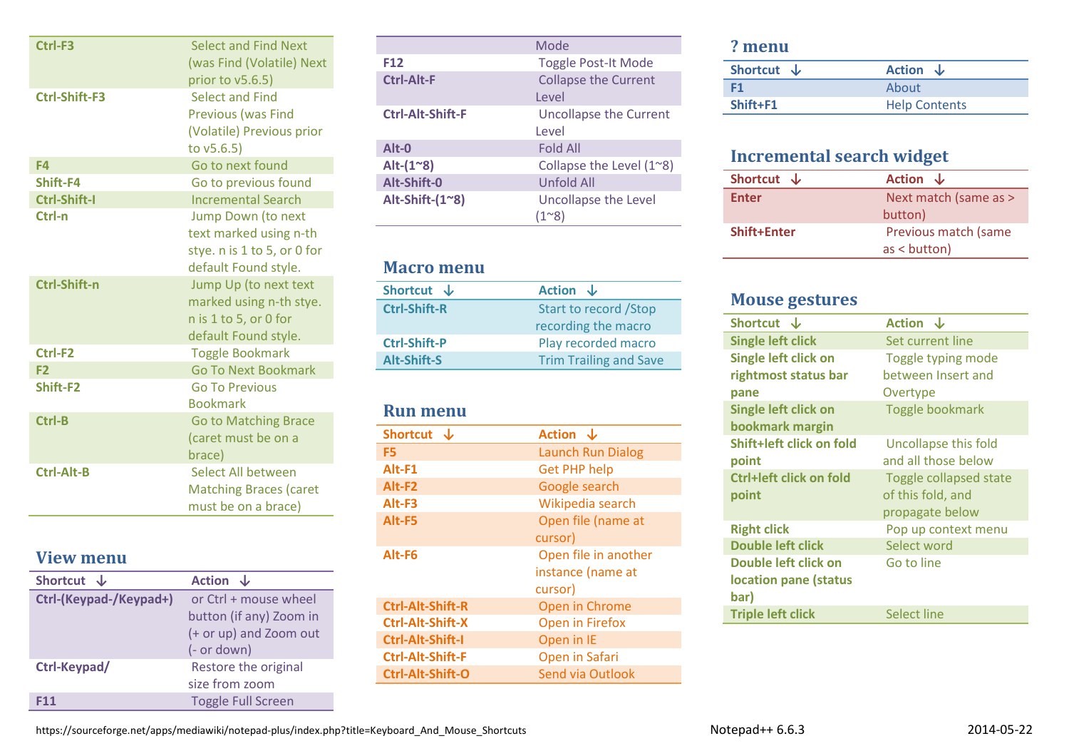| | |
|---|---|
| **Ctrl-F3** | Select and Find Next (was Find (Volatile) Next prior to v5.6.5) |
| **Ctrl-Shift-F3** | Select and Find Previous (was Find (Volatile) Previous prior to v5.6.5) |
| **F4** | Go to next found |
| **Shift-F4** | Go to previous found |
| **Ctrl-Shift-I** | Incremental Search |
| **Ctrl-n** | Jump Down (to next text marked using n-th stye. n is 1 to 5, or 0 for default Found style. |
| **Ctrl-Shift-n** | Jump Up (to next text marked using n-th stye. n is 1 to 5, or 0 for default Found style. |
| **Ctrl-F2** | Toggle Bookmark |
| **F2** | Go To Next Bookmark |
| **Shift-F2** | Go To Previous Bookmark |
| **Ctrl-B** | Go to Matching Brace (caret must be on a brace) |
| **Ctrl-Alt-B** | Select All between Matching Braces (caret must be on a brace) |

## View menu

| Shortcut ↓ | Action ↓ |
|---|---|
| **Ctrl-(Keypad-/Keypad+)** | or Ctrl + mouse wheel button (if any) Zoom in (+ or up) and Zoom out (- or down) |
| **Ctrl-Keypad/** | Restore the original size from zoom |
| **F11** | Toggle Full Screen Mode |
| **F12** | Toggle Post-It Mode |
| **Ctrl-Alt-F** | Collapse the Current Level |
| **Ctrl-Alt-Shift-F** | Uncollapse the Current Level |
| **Alt-0** | Fold All |
| **Alt-(1~8)** | Collapse the Level (1~8) |
| **Alt-Shift-0** | Unfold All |
| **Alt-Shift-(1~8)** | Uncollapse the Level (1~8) |

## Macro menu

| Shortcut ↓ | Action ↓ |
|---|---|
| **Ctrl-Shift-R** | Start to record /Stop recording the macro |
| **Ctrl-Shift-P** | Play recorded macro |
| **Alt-Shift-S** | Trim Trailing and Save |

## Run menu

| Shortcut ↓ | Action ↓ |
|---|---|
| **F5** | Launch Run Dialog |
| **Alt-F1** | Get PHP help |
| **Alt-F2** | Google search |
| **Alt-F3** | Wikipedia search |
| **Alt-F5** | Open file (name at cursor) |
| **Alt-F6** | Open file in another instance (name at cursor) |
| **Ctrl-Alt-Shift-R** | Open in Chrome |
| **Ctrl-Alt-Shift-X** | Open in Firefox |
| **Ctrl-Alt-Shift-I** | Open in IE |
| **Ctrl-Alt-Shift-F** | Open in Safari |
| **Ctrl-Alt-Shift-O** | Send via Outlook |

## ? menu

| Shortcut ↓ | Action ↓ |
|---|---|
| **F1** | About |
| **Shift+F1** | Help Contents |

## Incremental search widget

| Shortcut ↓ | Action ↓ |
|---|---|
| **Enter** | Next match (same as > button) |
| **Shift+Enter** | Previous match (same as < button) |

## Mouse gestures

| Shortcut ↓ | Action ↓ |
|---|---|
| **Single left click** | Set current line |
| **Single left click on rightmost status bar pane** | Toggle typing mode between Insert and Overtype |
| **Single left click on bookmark margin** | Toggle bookmark |
| **Shift+left click on fold point** | Uncollapse this fold and all those below |
| **Ctrl+left click on fold point** | Toggle collapsed state of this fold, and propagate below |
| **Right click** | Pop up context menu |
| **Double left click** | Select word |
| **Double left click on location pane (status bar)** | Go to line |
| **Triple left click** | Select line |

https://sourceforge.net/apps/mediawiki/notepad-plus/index.php?title=Keyboard_And_Mouse_Shortcuts Notepad++ 6.6.3 2014-05-22